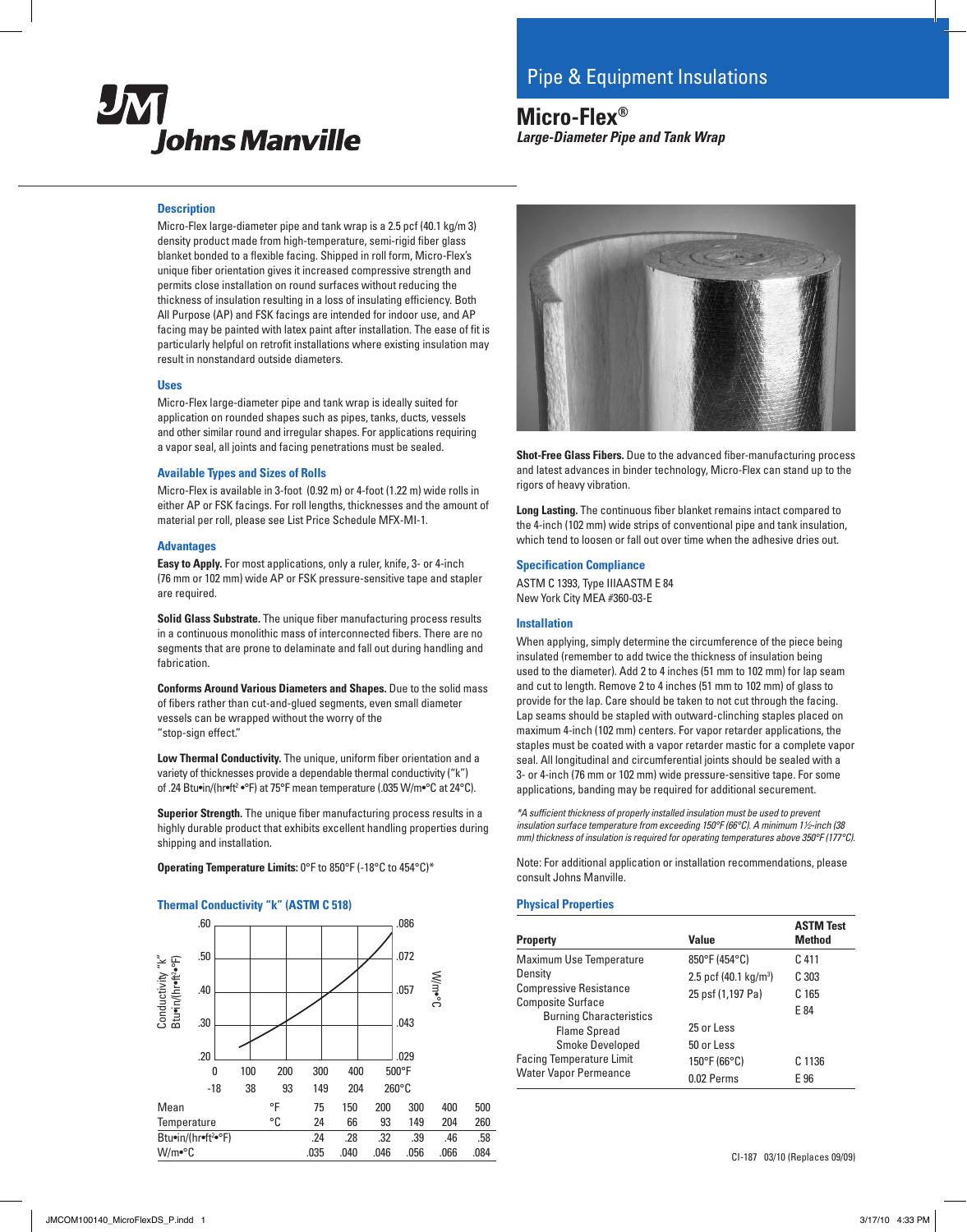# Pipe & Equipment Insulations

## Micro-Flex®

***Large-Diameter Pipe and Tank Wrap***

### Description

Micro-Flex large-diameter pipe and tank wrap is a 2.5 pcf (40.1 kg/m 3) density product made from high-temperature, semi-rigid fiber glass blanket bonded to a flexible facing. Shipped in roll form, Micro-Flex's unique fiber orientation gives it increased compressive strength and permits close installation on round surfaces without reducing the thickness of insulation resulting in a loss of insulating efficiency. Both All Purpose (AP) and FSK facings are intended for indoor use, and AP facing may be painted with latex paint after installation. The ease of fit is particularly helpful on retrofit installations where existing insulation may result in nonstandard outside diameters.

### Uses

Micro-Flex large-diameter pipe and tank wrap is ideally suited for application on rounded shapes such as pipes, tanks, ducts, vessels and other similar round and irregular shapes. For applications requiring a vapor seal, all joints and facing penetrations must be sealed.

### Available Types and Sizes of Rolls

Micro-Flex is available in 3-foot (0.92 m) or 4-foot (1.22 m) wide rolls in either AP or FSK facings. For roll lengths, thicknesses and the amount of material per roll, please see List Price Schedule MFX-MI-1.

### Advantages

**Easy to Apply.** For most applications, only a ruler, knife, 3- or 4-inch (76 mm or 102 mm) wide AP or FSK pressure-sensitive tape and stapler are required.

**Solid Glass Substrate.** The unique fiber manufacturing process results in a continuous monolithic mass of interconnected fibers. There are no segments that are prone to delaminate and fall out during handling and fabrication.

**Conforms Around Various Diameters and Shapes.** Due to the solid mass of fibers rather than cut-and-glued segments, even small diameter vessels can be wrapped without the worry of the "stop-sign effect."

**Low Thermal Conductivity.** The unique, uniform fiber orientation and a variety of thicknesses provide a dependable thermal conductivity ("k") of .24 Btu•in/(hr•ft² •°F) at 75°F mean temperature (.035 W/m•°C at 24°C).

**Superior Strength.** The unique fiber manufacturing process results in a highly durable product that exhibits excellent handling properties during shipping and installation.

**Operating Temperature Limits:** 0°F to 850°F (-18°C to 454°C)*

### Thermal Conductivity "k" (ASTM C 518)

| Mean Temperature | | 75 | 150 | 200 | 300 | 400 | 500 |
|---|---|---|---|---|---|---|---|
| | °F | 75 | 150 | 200 | 300 | 400 | 500 |
| | °C | 24 | 66 | 93 | 149 | 204 | 260 |
| Btu•in/(hr•ft²•°F) | | .24 | .28 | .32 | .39 | .46 | .58 |
| W/m•°C | | .035 | .040 | .046 | .056 | .066 | .084 |

**Shot-Free Glass Fibers.** Due to the advanced fiber-manufacturing process and latest advances in binder technology, Micro-Flex can stand up to the rigors of heavy vibration.

**Long Lasting.** The continuous fiber blanket remains intact compared to the 4-inch (102 mm) wide strips of conventional pipe and tank insulation, which tend to loosen or fall out over time when the adhesive dries out.

### Specification Compliance

ASTM C 1393, Type IIIAASTM E 84
New York City MEA #360-03-E

### Installation

When applying, simply determine the circumference of the piece being insulated (remember to add twice the thickness of insulation being used to the diameter). Add 2 to 4 inches (51 mm to 102 mm) for lap seam and cut to length. Remove 2 to 4 inches (51 mm to 102 mm) of glass to provide for the lap. Care should be taken to not cut through the facing. Lap seams should be stapled with outward-clinching staples placed on maximum 4-inch (102 mm) centers. For vapor retarder applications, the staples must be coated with a vapor retarder mastic for a complete vapor seal. All longitudinal and circumferential joints should be sealed with a 3- or 4-inch (76 mm or 102 mm) wide pressure-sensitive tape. For some applications, banding may be required for additional securement.

*\*A sufficient thickness of properly installed insulation must be used to prevent insulation surface temperature from exceeding 150°F (66°C). A minimum 1½-inch (38 mm) thickness of insulation is required for operating temperatures above 350°F (177°C).*

Note: For additional application or installation recommendations, please consult Johns Manville.

### Physical Properties

| Property | Value | ASTM Test Method |
|---|---|---|
| Maximum Use Temperature | 850°F (454°C) | C 411 |
| Density | 2.5 pcf (40.1 kg/m³) | C 303 |
| Compressive Resistance | 25 psf (1,197 Pa) | C 165 |
| Composite Surface Burning Characteristics | | E 84 |
| Flame Spread | 25 or Less | |
| Smoke Developed | 50 or Less | |
| Facing Temperature Limit | 150°F (66°C) | C 1136 |
| Water Vapor Permeance | 0.02 Perms | E 96 |

CI-187 03/10 (Replaces 09/09)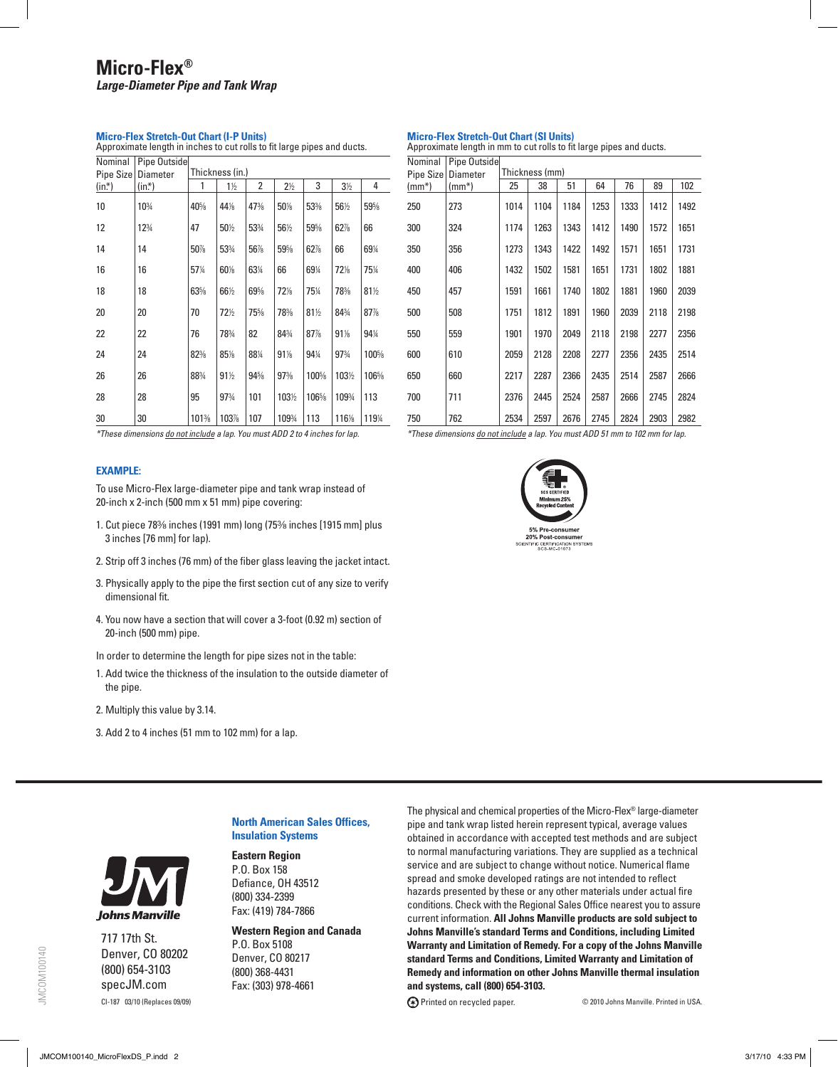# Micro-Flex®

***Large-Diameter Pipe and Tank Wrap***

### Micro-Flex Stretch-Out Chart (I-P Units)

Approximate length in inches to cut rolls to fit large pipes and ducts.

| Nominal Pipe Size (in.*) | Pipe Outside Diameter (in.*) | Thickness (in.) | | | | | | |
|---|---|---|---|---|---|---|---|---|
| | | 1 | 1½ | 2 | 2½ | 3 | 3½ | 4 |
| 10 | 10¾ | 40⅝ | 44⅛ | 47⅜ | 50⅛ | 53⅜ | 56½ | 59⅝ |
| 12 | 12¾ | 47 | 50½ | 53¾ | 56½ | 59⅝ | 62⅞ | 66 |
| 14 | 14 | 50⅞ | 53¾ | 56⅞ | 59⅝ | 62⅞ | 66 | 69¼ |
| 16 | 16 | 57¼ | 60⅛ | 63¼ | 66 | 69¼ | 72⅛ | 75¼ |
| 18 | 18 | 63⅝ | 66½ | 69⅝ | 72⅛ | 75¼ | 78⅜ | 81½ |
| 20 | 20 | 70 | 72½ | 75⅝ | 78⅜ | 81½ | 84¾ | 87⅞ |
| 22 | 22 | 76 | 78¾ | 82 | 84¾ | 87⅞ | 91⅛ | 94¼ |
| 24 | 24 | 82⅜ | 85⅛ | 88¼ | 91⅛ | 94¼ | 97¾ | 100⅝ |
| 26 | 26 | 88¾ | 91½ | 94⅝ | 97⅜ | 100⅝ | 103½ | 106⅝ |
| 28 | 28 | 95 | 97¾ | 101 | 103½ | 106⅝ | 109¾ | 113 |
| 30 | 30 | 101⅜ | 103⅞ | 107 | 109¾ | 113 | 116⅛ | 119¼ |

*These dimensions do not include a lap. You must ADD 2 to 4 inches for lap.*

### Micro-Flex Stretch-Out Chart (SI Units)

Approximate length in mm to cut rolls to fit large pipes and ducts.

| Nominal Pipe Size (mm*) | Pipe Outside Diameter (mm*) | Thickness (mm) | | | | | | |
|---|---|---|---|---|---|---|---|---|
| | | 25 | 38 | 51 | 64 | 76 | 89 | 102 |
| 250 | 273 | 1014 | 1104 | 1184 | 1253 | 1333 | 1412 | 1492 |
| 300 | 324 | 1174 | 1263 | 1343 | 1412 | 1490 | 1572 | 1651 |
| 350 | 356 | 1273 | 1343 | 1422 | 1492 | 1571 | 1651 | 1731 |
| 400 | 406 | 1432 | 1502 | 1581 | 1651 | 1731 | 1802 | 1881 |
| 450 | 457 | 1591 | 1661 | 1740 | 1802 | 1881 | 1960 | 2039 |
| 500 | 508 | 1751 | 1812 | 1891 | 1960 | 2039 | 2118 | 2198 |
| 550 | 559 | 1901 | 1970 | 2049 | 2118 | 2198 | 2277 | 2356 |
| 600 | 610 | 2059 | 2128 | 2208 | 2277 | 2356 | 2435 | 2514 |
| 650 | 660 | 2217 | 2287 | 2366 | 2435 | 2514 | 2587 | 2666 |
| 700 | 711 | 2376 | 2445 | 2524 | 2587 | 2666 | 2745 | 2824 |
| 750 | 762 | 2534 | 2597 | 2676 | 2745 | 2824 | 2903 | 2982 |

*These dimensions do not include a lap. You must ADD 51 mm to 102 mm for lap.*

### EXAMPLE:

To use Micro-Flex large-diameter pipe and tank wrap instead of 20-inch x 2-inch (500 mm x 51 mm) pipe covering:

1. Cut piece 78⅜ inches (1991 mm) long (75⅝ inches [1915 mm] plus 3 inches [76 mm] for lap).
2. Strip off 3 inches (76 mm) of the fiber glass leaving the jacket intact.
3. Physically apply to the pipe the first section cut of any size to verify dimensional fit.
4. You now have a section that will cover a 3-foot (0.92 m) section of 20-inch (500 mm) pipe.

In order to determine the length for pipe sizes not in the table:

1. Add twice the thickness of the insulation to the outside diameter of the pipe.
2. Multiply this value by 3.14.
3. Add 2 to 4 inches (51 mm to 102 mm) for a lap.

SCS CERTIFIED
Minimum 25% Recycled Content
5% Pre-consumer
20% Post-consumer
SCIENTIFIC CERTIFICATION SYSTEMS
SCS-MC-01073

Johns Manville
717 17th St.
Denver, CO 80202
(800) 654-3103
specJM.com

CI-187 03/10 (Replaces 09/09)

### North American Sales Offices, Insulation Systems

**Eastern Region**
P.O. Box 158
Defiance, OH 43512
(800) 334-2399
Fax: (419) 784-7866

**Western Region and Canada**
P.O. Box 5108
Denver, CO 80217
(800) 368-4431
Fax: (303) 978-4661

The physical and chemical properties of the Micro-Flex® large-diameter pipe and tank wrap listed herein represent typical, average values obtained in accordance with accepted test methods and are subject to normal manufacturing variations. They are supplied as a technical service and are subject to change without notice. Numerical flame spread and smoke developed ratings are not intended to reflect hazards presented by these or any other materials under actual fire conditions. Check with the Regional Sales Office nearest you to assure current information. **All Johns Manville products are sold subject to Johns Manville's standard Terms and Conditions, including Limited Warranty and Limitation of Remedy. For a copy of the Johns Manville standard Terms and Conditions, Limited Warranty and Limitation of Remedy and information on other Johns Manville thermal insulation and systems, call (800) 654-3103.**

Printed on recycled paper.

© 2010 Johns Manville. Printed in USA.

JMCOM100140